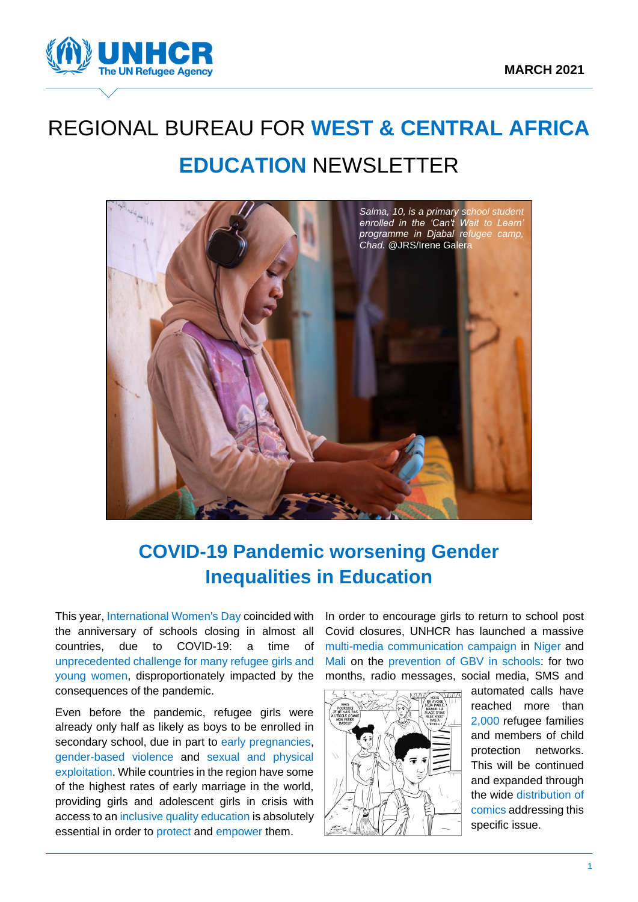MARCH 2021

# REGIONAL BUREAU FOR WEST & CENTRAL AFRICA EDUCATION NEWSLETTER

*Salma, 10, is a primary school student enrolled in the 'Can't Wait to Learn' programme in Djabal refugee camp, Chad.* @JRS/Irene Galera

## COVID-19 Pandemic worsening Gender Inequalities in Education

This year, International Women's Day coincided with the anniversary of schools closing in almost all countries, due to COVID-19: a time of unprecedented challenge for many refugee girls and young women, disproportionately impacted by the consequences of the pandemic.

Even before the pandemic, refugee girls were already only half as likely as boys to be enrolled in secondary school, due in part to early pregnancies, gender-based violence and sexual and physical exploitation. While countries in the region have some of the highest rates of early marriage in the world, providing girls and adolescent girls in crisis with access to an inclusive quality education is absolutely essential in order to protect and empower them.

In order to encourage girls to return to school post Covid closures, UNHCR has launched a massive multi-media communication campaign in Niger and Mali on the prevention of GBV in schools: for two months, radio messages, social media, SMS and automated calls have reached more than 2,000 refugee families and members of child protection networks. This will be continued and expanded through the wide distribution of comics addressing this specific issue.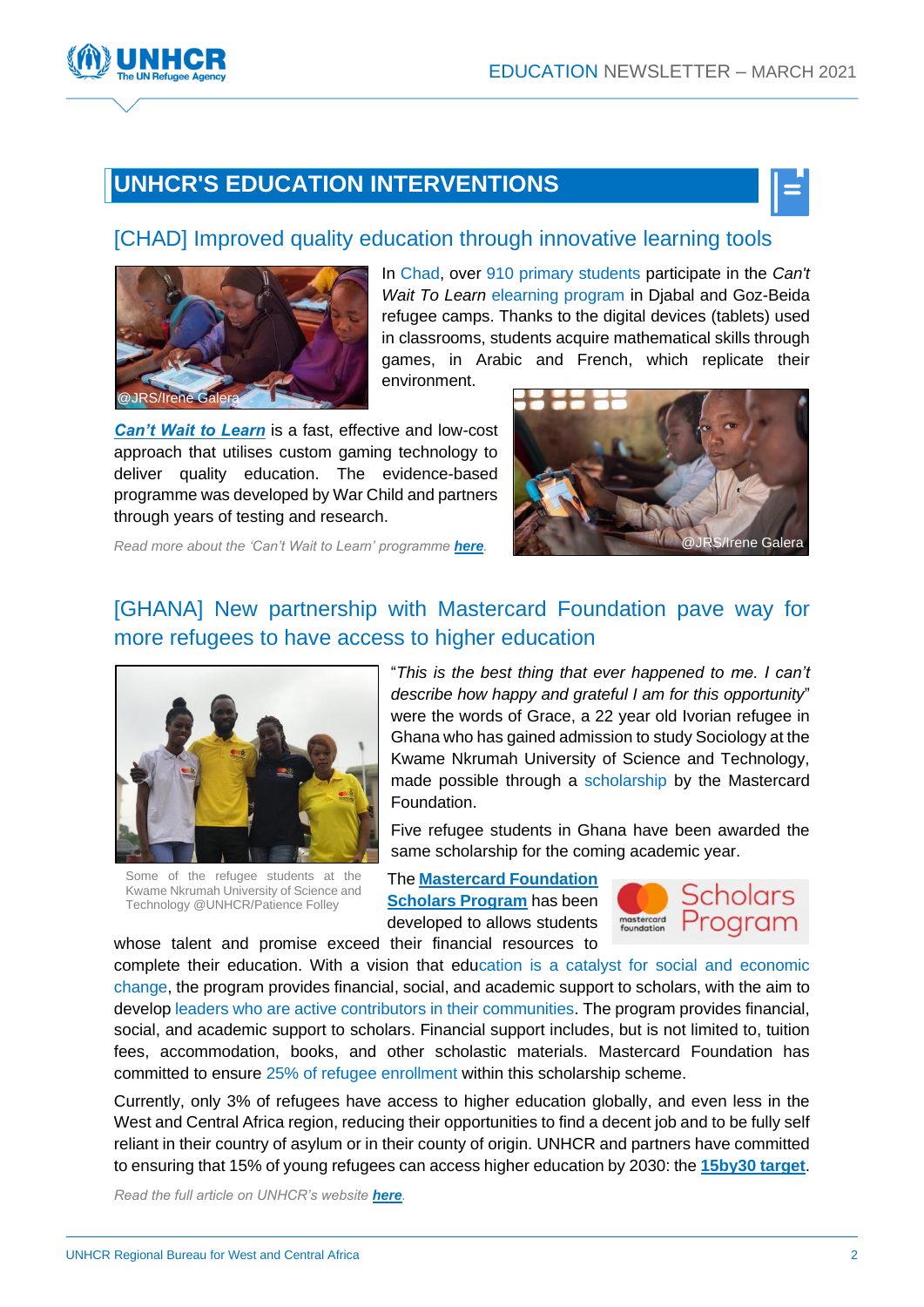## UNHCR'S EDUCATION INTERVENTIONS

### [CHAD] Improved quality education through innovative learning tools

@JRS/Irene Galera

In Chad, over 910 primary students participate in the *Can't Wait To Learn* elearning program in Djabal and Goz-Beida refugee camps. Thanks to the digital devices (tablets) used in classrooms, students acquire mathematical skills through games, in Arabic and French, which replicate their environment.

***Can't Wait to Learn*** is a fast, effective and low-cost approach that utilises custom gaming technology to deliver quality education. The evidence-based programme was developed by War Child and partners through years of testing and research.

*Read more about the 'Can't Wait to Learn' programme **here**.*

@JRS/Irene Galera

### [GHANA] New partnership with Mastercard Foundation pave way for more refugees to have access to higher education

"*This is the best thing that ever happened to me. I can't describe how happy and grateful I am for this opportunity*" were the words of Grace, a 22 year old Ivorian refugee in Ghana who has gained admission to study Sociology at the Kwame Nkrumah University of Science and Technology, made possible through a scholarship by the Mastercard Foundation.

Five refugee students in Ghana have been awarded the same scholarship for the coming academic year.

Some of the refugee students at the Kwame Nkrumah University of Science and Technology @UNHCR/Patience Folley

The **Mastercard Foundation Scholars Program** has been developed to allows students whose talent and promise exceed their financial resources to complete their education. With a vision that education is a catalyst for social and economic change, the program provides financial, social, and academic support to scholars, with the aim to develop leaders who are active contributors in their communities. The program provides financial, social, and academic support to scholars. Financial support includes, but is not limited to, tuition fees, accommodation, books, and other scholastic materials. Mastercard Foundation has committed to ensure 25% of refugee enrollment within this scholarship scheme.

Currently, only 3% of refugees have access to higher education globally, and even less in the West and Central Africa region, reducing their opportunities to find a decent job and to be fully self reliant in their country of asylum or in their county of origin. UNHCR and partners have committed to ensuring that 15% of young refugees can access higher education by 2030: the **15by30 target**.

*Read the full article on UNHCR's website **here**.*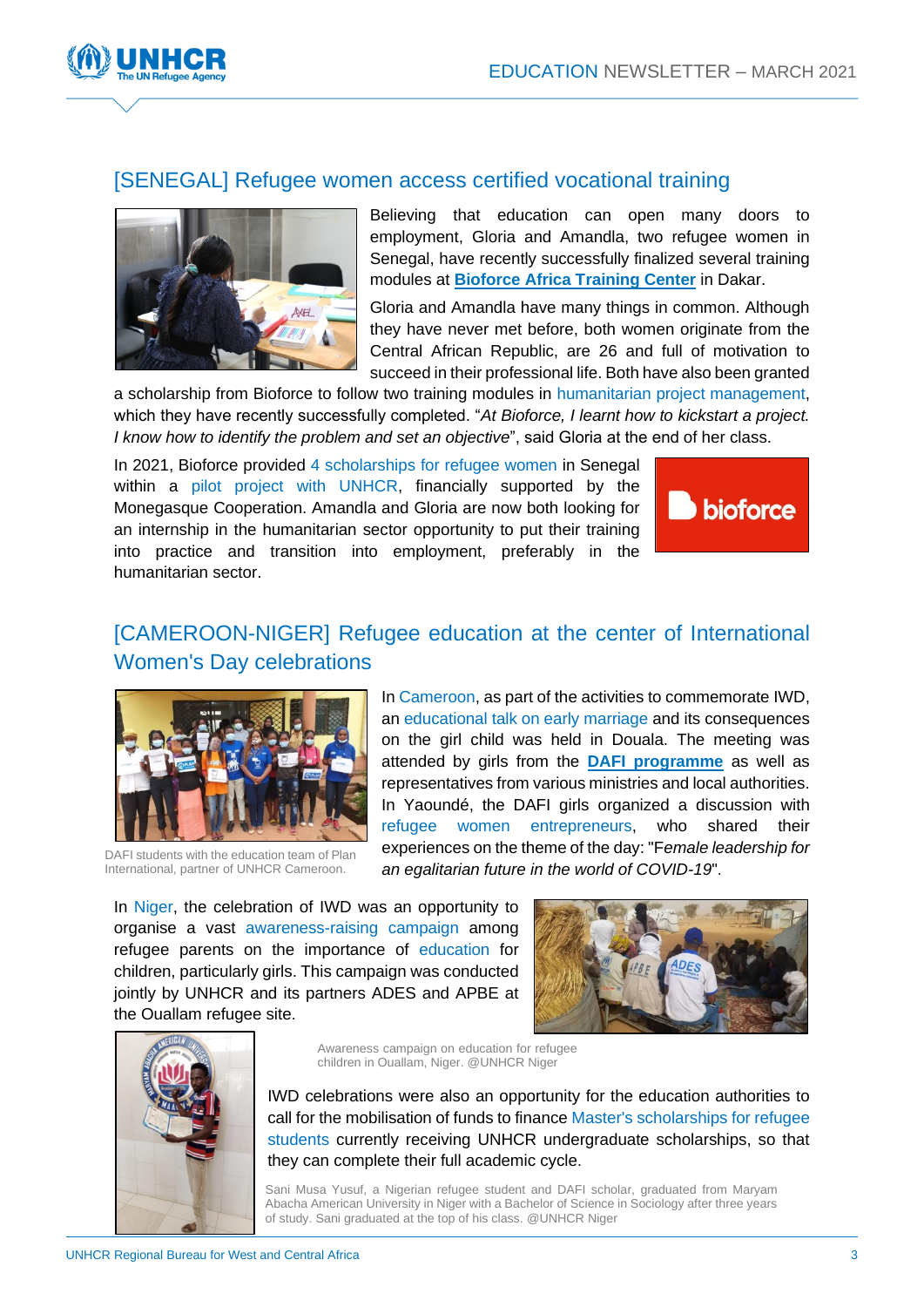## [SENEGAL] Refugee women access certified vocational training

Believing that education can open many doors to employment, Gloria and Amandla, two refugee women in Senegal, have recently successfully finalized several training modules at **Bioforce Africa Training Center** in Dakar.

Gloria and Amandla have many things in common. Although they have never met before, both women originate from the Central African Republic, are 26 and full of motivation to succeed in their professional life. Both have also been granted a scholarship from Bioforce to follow two training modules in humanitarian project management, which they have recently successfully completed. "*At Bioforce, I learnt how to kickstart a project. I know how to identify the problem and set an objective*", said Gloria at the end of her class.

In 2021, Bioforce provided 4 scholarships for refugee women in Senegal within a pilot project with UNHCR, financially supported by the Monegasque Cooperation. Amandla and Gloria are now both looking for an internship in the humanitarian sector opportunity to put their training into practice and transition into employment, preferably in the humanitarian sector.

## [CAMEROON-NIGER] Refugee education at the center of International Women's Day celebrations

In Cameroon, as part of the activities to commemorate IWD, an educational talk on early marriage and its consequences on the girl child was held in Douala. The meeting was attended by girls from the **DAFI programme** as well as representatives from various ministries and local authorities. In Yaoundé, the DAFI girls organized a discussion with refugee women entrepreneurs, who shared their experiences on the theme of the day: "F*emale leadership for an egalitarian future in the world of COVID-19*".

DAFI students with the education team of Plan International, partner of UNHCR Cameroon.

In Niger, the celebration of IWD was an opportunity to organise a vast awareness-raising campaign among refugee parents on the importance of education for children, particularly girls. This campaign was conducted jointly by UNHCR and its partners ADES and APBE at the Ouallam refugee site.

Awareness campaign on education for refugee children in Ouallam, Niger. @UNHCR Niger

IWD celebrations were also an opportunity for the education authorities to call for the mobilisation of funds to finance Master's scholarships for refugee students currently receiving UNHCR undergraduate scholarships, so that they can complete their full academic cycle.

Sani Musa Yusuf, a Nigerian refugee student and DAFI scholar, graduated from Maryam Abacha American University in Niger with a Bachelor of Science in Sociology after three years of study. Sani graduated at the top of his class. @UNHCR Niger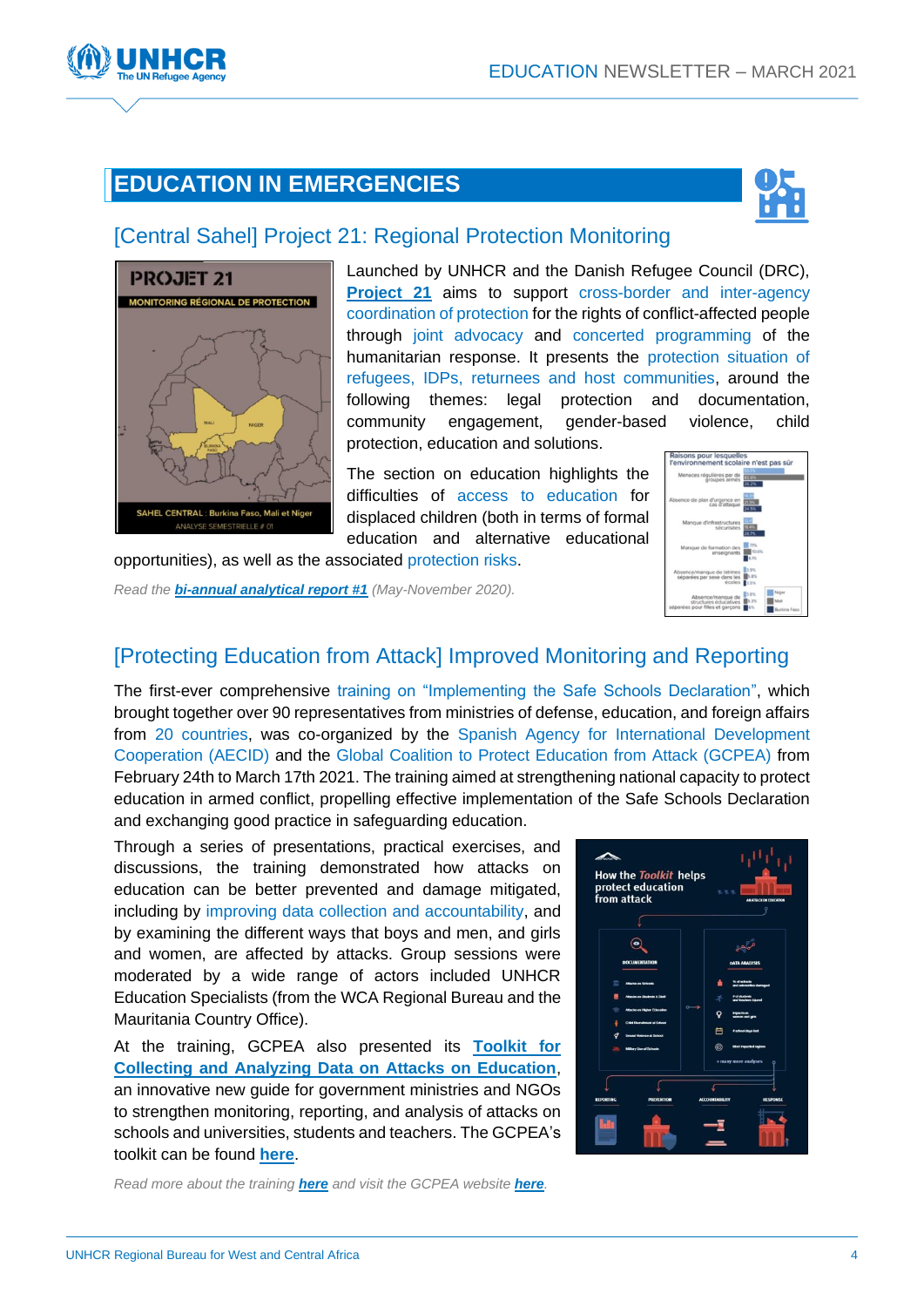## EDUCATION IN EMERGENCIES

### [Central Sahel] Project 21: Regional Protection Monitoring

Launched by UNHCR and the Danish Refugee Council (DRC), **Project 21** aims to support cross-border and inter-agency coordination of protection for the rights of conflict-affected people through joint advocacy and concerted programming of the humanitarian response. It presents the protection situation of refugees, IDPs, returnees and host communities, around the following themes: legal protection and documentation, community engagement, gender-based violence, child protection, education and solutions.

The section on education highlights the difficulties of access to education for displaced children (both in terms of formal education and alternative educational opportunities), as well as the associated protection risks.

*Read the **bi-annual analytical report #1** (May-November 2020).*

### [Protecting Education from Attack] Improved Monitoring and Reporting

The first-ever comprehensive training on "Implementing the Safe Schools Declaration", which brought together over 90 representatives from ministries of defense, education, and foreign affairs from 20 countries, was co-organized by the Spanish Agency for International Development Cooperation (AECID) and the Global Coalition to Protect Education from Attack (GCPEA) from February 24th to March 17th 2021. The training aimed at strengthening national capacity to protect education in armed conflict, propelling effective implementation of the Safe Schools Declaration and exchanging good practice in safeguarding education.

Through a series of presentations, practical exercises, and discussions, the training demonstrated how attacks on education can be better prevented and damage mitigated, including by improving data collection and accountability, and by examining the different ways that boys and men, and girls and women, are affected by attacks. Group sessions were moderated by a wide range of actors included UNHCR Education Specialists (from the WCA Regional Bureau and the Mauritania Country Office).

At the training, GCPEA also presented its **Toolkit for Collecting and Analyzing Data on Attacks on Education**, an innovative new guide for government ministries and NGOs to strengthen monitoring, reporting, and analysis of attacks on schools and universities, students and teachers. The GCPEA's toolkit can be found **here**.

*Read more about the training **here** and visit the GCPEA website **here**.*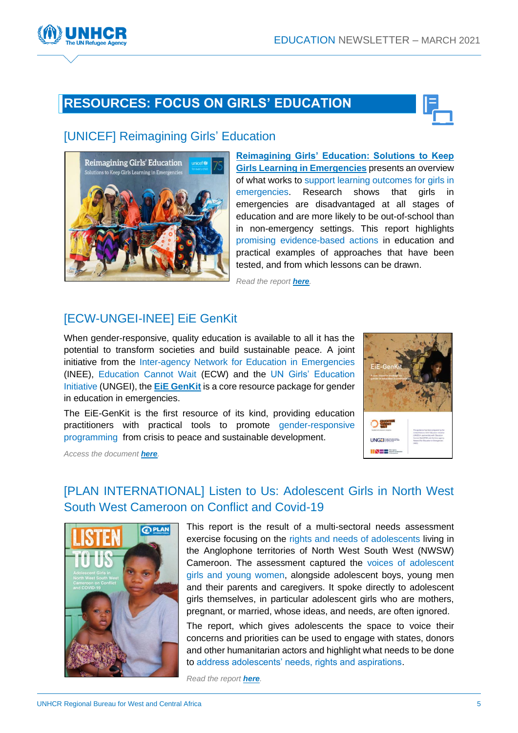## RESOURCES: FOCUS ON GIRLS' EDUCATION

### [UNICEF] Reimagining Girls' Education

**Reimagining Girls' Education: Solutions to Keep Girls Learning in Emergencies** presents an overview of what works to support learning outcomes for girls in emergencies. Research shows that girls in emergencies are disadvantaged at all stages of education and are more likely to be out-of-school than in non-emergency settings. This report highlights promising evidence-based actions in education and practical examples of approaches that have been tested, and from which lessons can be drawn.

*Read the report **here**.*

### [ECW-UNGEI-INEE] EiE GenKit

When gender-responsive, quality education is available to all it has the potential to transform societies and build sustainable peace. A joint initiative from the Inter-agency Network for Education in Emergencies (INEE), Education Cannot Wait (ECW) and the UN Girls' Education Initiative (UNGEI), the **EiE GenKit** is a core resource package for gender in education in emergencies.

The EiE-GenKit is the first resource of its kind, providing education practitioners with practical tools to promote gender-responsive programming from crisis to peace and sustainable development.

*Access the document **here**.*

### [PLAN INTERNATIONAL] Listen to Us: Adolescent Girls in North West South West Cameroon on Conflict and Covid-19

This report is the result of a multi-sectoral needs assessment exercise focusing on the rights and needs of adolescents living in the Anglophone territories of North West South West (NWSW) Cameroon. The assessment captured the voices of adolescent girls and young women, alongside adolescent boys, young men and their parents and caregivers. It spoke directly to adolescent girls themselves, in particular adolescent girls who are mothers, pregnant, or married, whose ideas, and needs, are often ignored.

The report, which gives adolescents the space to voice their concerns and priorities can be used to engage with states, donors and other humanitarian actors and highlight what needs to be done to address adolescents' needs, rights and aspirations.

*Read the report **here**.*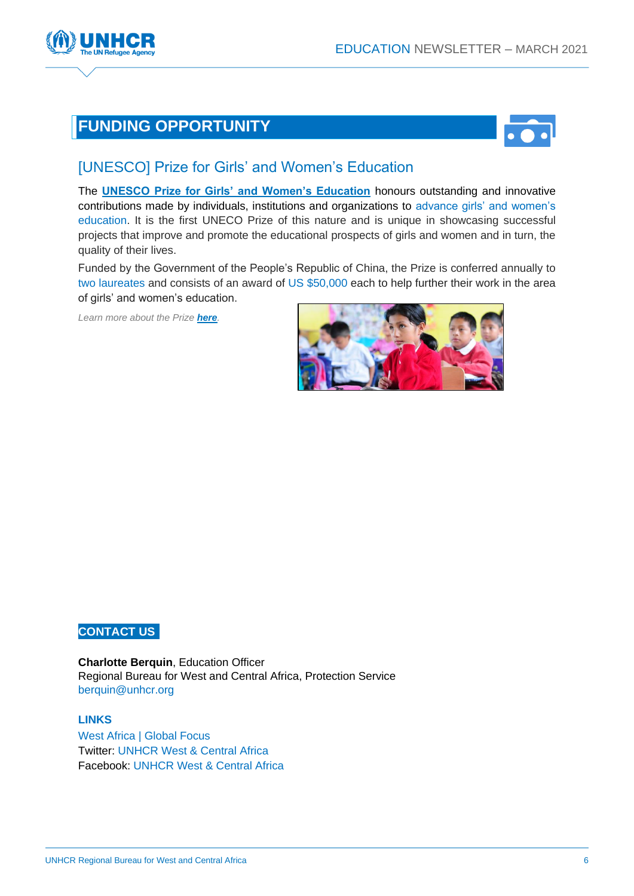## FUNDING OPPORTUNITY

### [UNESCO] Prize for Girls' and Women's Education

The **UNESCO Prize for Girls' and Women's Education** honours outstanding and innovative contributions made by individuals, institutions and organizations to advance girls' and women's education. It is the first UNECO Prize of this nature and is unique in showcasing successful projects that improve and promote the educational prospects of girls and women and in turn, the quality of their lives.

Funded by the Government of the People's Republic of China, the Prize is conferred annually to two laureates and consists of an award of US $50,000 each to help further their work in the area of girls' and women's education.

*Learn more about the Prize* ***here****.*

### CONTACT US

**Charlotte Berquin**, Education Officer
Regional Bureau for West and Central Africa, Protection Service
berquin@unhcr.org

**LINKS**

West Africa | Global Focus
Twitter: UNHCR West & Central Africa
Facebook: UNHCR West & Central Africa